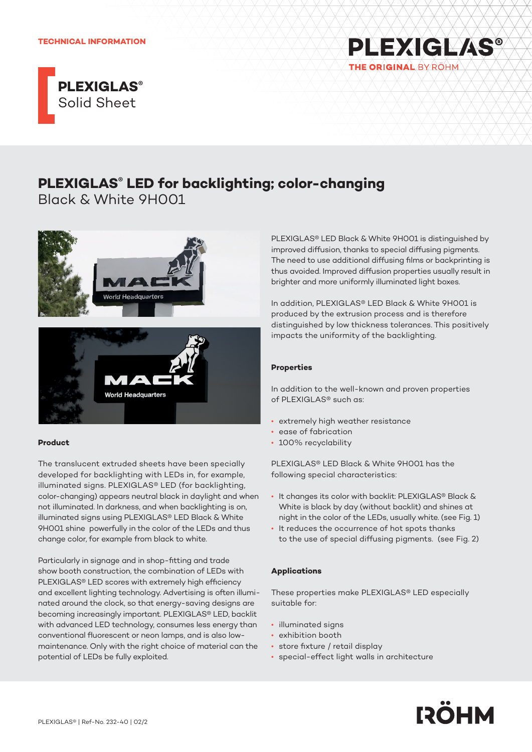TECHNICAL INFORMATION

# PLEXIGLAS® Solid Sheet

## PLEXIGLAS® LED for backlighting; color-changing

Black & White 9H001

### Product

The translucent extruded sheets have been specially developed for backlighting with LEDs in, for example, illuminated signs. PLEXIGLAS® LED (for backlighting, color-changing) appears neutral black in daylight and when not illuminated. In darkness, and when backlighting is on, illuminated signs using PLEXIGLAS® LED Black & White 9H001 shine powerfully in the color of the LEDs and thus change color, for example from black to white.

Particularly in signage and in shop-fitting and trade show booth construction, the combination of LEDs with PLEXIGLAS® LED scores with extremely high efficiency and excellent lighting technology. Advertising is often illuminated around the clock, so that energy-saving designs are becoming increasingly important. PLEXIGLAS® LED, backlit with advanced LED technology, consumes less energy than conventional fluorescent or neon lamps, and is also low-maintenance. Only with the right choice of material can the potential of LEDs be fully exploited.

PLEXIGLAS® LED Black & White 9H001 is distinguished by improved diffusion, thanks to special diffusing pigments. The need to use additional diffusing films or backprinting is thus avoided. Improved diffusion properties usually result in brighter and more uniformly illuminated light boxes.

In addition, PLEXIGLAS® LED Black & White 9H001 is produced by the extrusion process and is therefore distinguished by low thickness tolerances. This positively impacts the uniformity of the backlighting.

### Properties

In addition to the well-known and proven properties of PLEXIGLAS® such as:

- extremely high weather resistance
- ease of fabrication
- 100% recyclability

PLEXIGLAS® LED Black & White 9H001 has the following special characteristics:

- It changes its color with backlit: PLEXIGLAS® Black & White is black by day (without backlit) and shines at night in the color of the LEDs, usually white. (see Fig. 1)
- It reduces the occurrence of hot spots thanks to the use of special diffusing pigments. (see Fig. 2)

### Applications

These properties make PLEXIGLAS® LED especially suitable for:

- illuminated signs
- exhibition booth
- store fixture / retail display
- special-effect light walls in architecture

PLEXIGLAS® | Ref-No. 232-40 | 02/2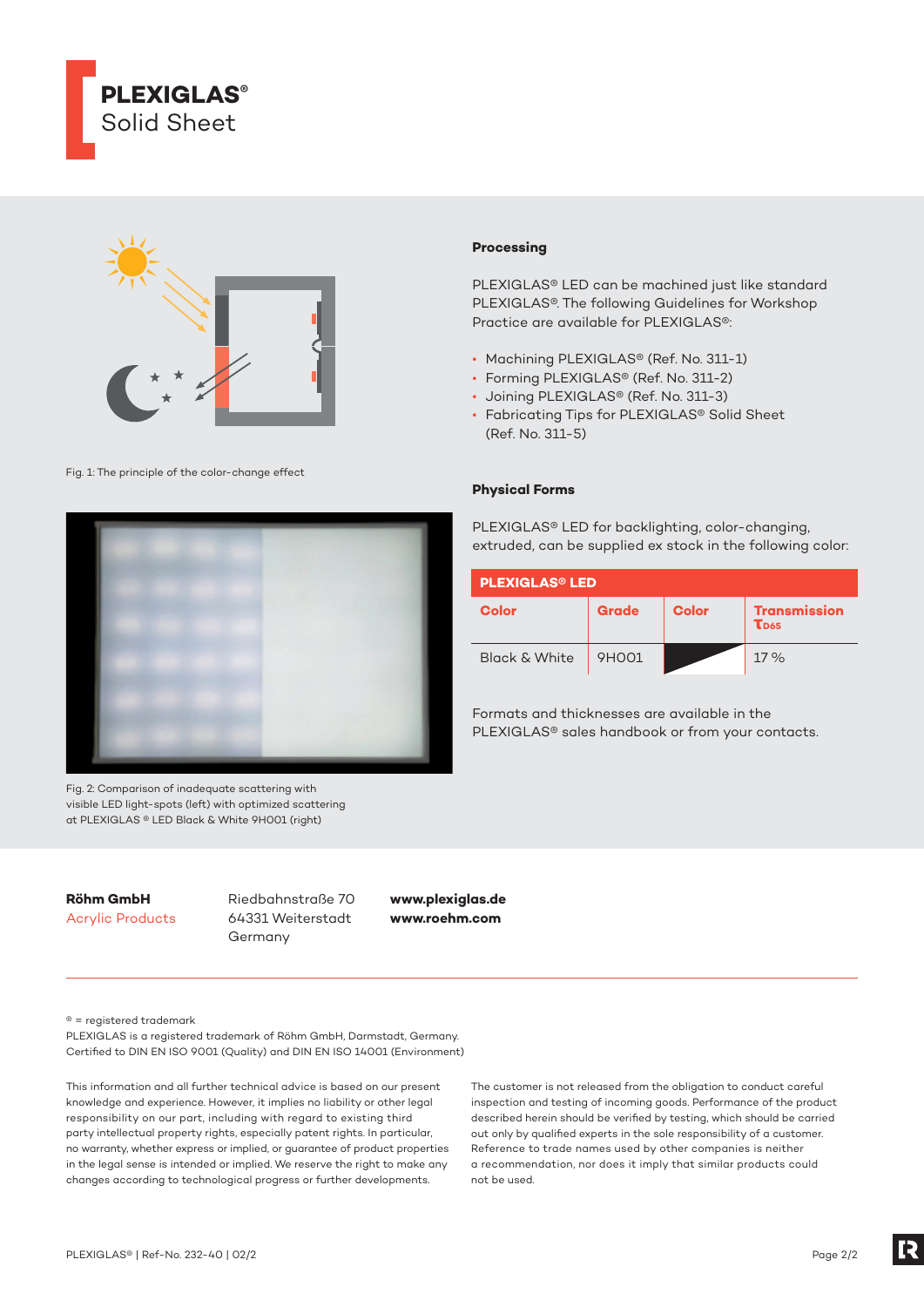# PLEXIGLAS®
Solid Sheet

Fig. 1: The principle of the color-change effect

Fig. 2: Comparison of inadequate scattering with visible LED light-spots (left) with optimized scattering at PLEXIGLAS ® LED Black & White 9H001 (right)

**Processing**

PLEXIGLAS® LED can be machined just like standard PLEXIGLAS®. The following Guidelines for Workshop Practice are available for PLEXIGLAS®:

- Machining PLEXIGLAS® (Ref. No. 311-1)
- Forming PLEXIGLAS® (Ref. No. 311-2)
- Joining PLEXIGLAS® (Ref. No. 311-3)
- Fabricating Tips for PLEXIGLAS® Solid Sheet (Ref. No. 311-5)

**Physical Forms**

PLEXIGLAS® LED for backlighting, color-changing, extruded, can be supplied ex stock in the following color:

| **PLEXIGLAS® LED** | | | |
|---|---|---|---|
| **Color** | **Grade** | **Color** | **Transmission $\tau_{D65}$** |
| Black & White | 9H001 | | 17 % |

Formats and thicknesses are available in the PLEXIGLAS® sales handbook or from your contacts.

**Röhm GmbH**
Acrylic Products

Riedbahnstraße 70
64331 Weiterstadt
Germany

**www.plexiglas.de**
**www.roehm.com**

® = registered trademark
PLEXIGLAS is a registered trademark of Röhm GmbH, Darmstadt, Germany.
Certified to DIN EN ISO 9001 (Quality) and DIN EN ISO 14001 (Environment)

This information and all further technical advice is based on our present knowledge and experience. However, it implies no liability or other legal responsibility on our part, including with regard to existing third party intellectual property rights, especially patent rights. In particular, no warranty, whether express or implied, or guarantee of product properties in the legal sense is intended or implied. We reserve the right to make any changes according to technological progress or further developments.

The customer is not released from the obligation to conduct careful inspection and testing of incoming goods. Performance of the product described herein should be verified by testing, which should be carried out only by qualified experts in the sole responsibility of a customer. Reference to trade names used by other companies is neither a recommendation, nor does it imply that similar products could not be used.

PLEXIGLAS® | Ref-No. 232-40 | 02/2